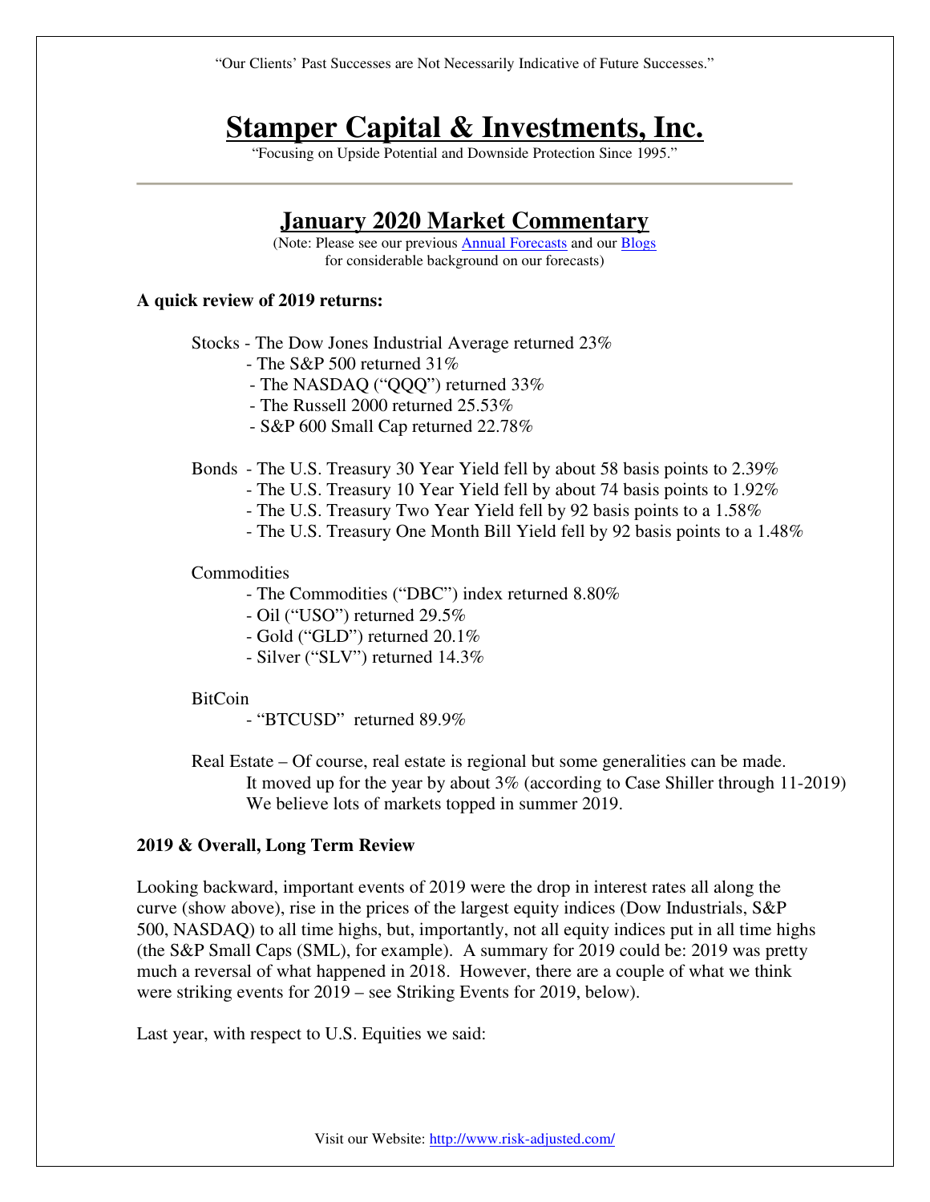"Our Clients' Past Successes are Not Necessarily Indicative of Future Successes."

# Stamper Capital & Investments, Inc.

"Focusing on Upside Potential and Downside Protection Since 1995."

---

## January 2020 Market Commentary

(Note: Please see our previous [Annual Forecasts] and our [Blogs] for considerable background on our forecasts)

**A quick review of 2019 returns:**

Stocks - The Dow Jones Industrial Average returned 23%
- The S&P 500 returned 31%
- The NASDAQ ("QQQ") returned 33%
- The Russell 2000 returned 25.53%
- S&P 600 Small Cap returned 22.78%

Bonds - The U.S. Treasury 30 Year Yield fell by about 58 basis points to 2.39%
- The U.S. Treasury 10 Year Yield fell by about 74 basis points to 1.92%
- The U.S. Treasury Two Year Yield fell by 92 basis points to a 1.58%
- The U.S. Treasury One Month Bill Yield fell by 92 basis points to a 1.48%

Commodities
- The Commodities ("DBC") index returned 8.80%
- Oil ("USO") returned 29.5%
- Gold ("GLD") returned 20.1%
- Silver ("SLV") returned 14.3%

BitCoin
- "BTCUSD" returned 89.9%

Real Estate – Of course, real estate is regional but some generalities can be made.
It moved up for the year by about 3% (according to Case Shiller through 11-2019)
We believe lots of markets topped in summer 2019.

**2019 & Overall, Long Term Review**

Looking backward, important events of 2019 were the drop in interest rates all along the curve (show above), rise in the prices of the largest equity indices (Dow Industrials, S&P 500, NASDAQ) to all time highs, but, importantly, not all equity indices put in all time highs (the S&P Small Caps (SML), for example). A summary for 2019 could be: 2019 was pretty much a reversal of what happened in 2018. However, there are a couple of what we think were striking events for 2019 – see Striking Events for 2019, below).

Last year, with respect to U.S. Equities we said:

Visit our Website: http://www.risk-adjusted.com/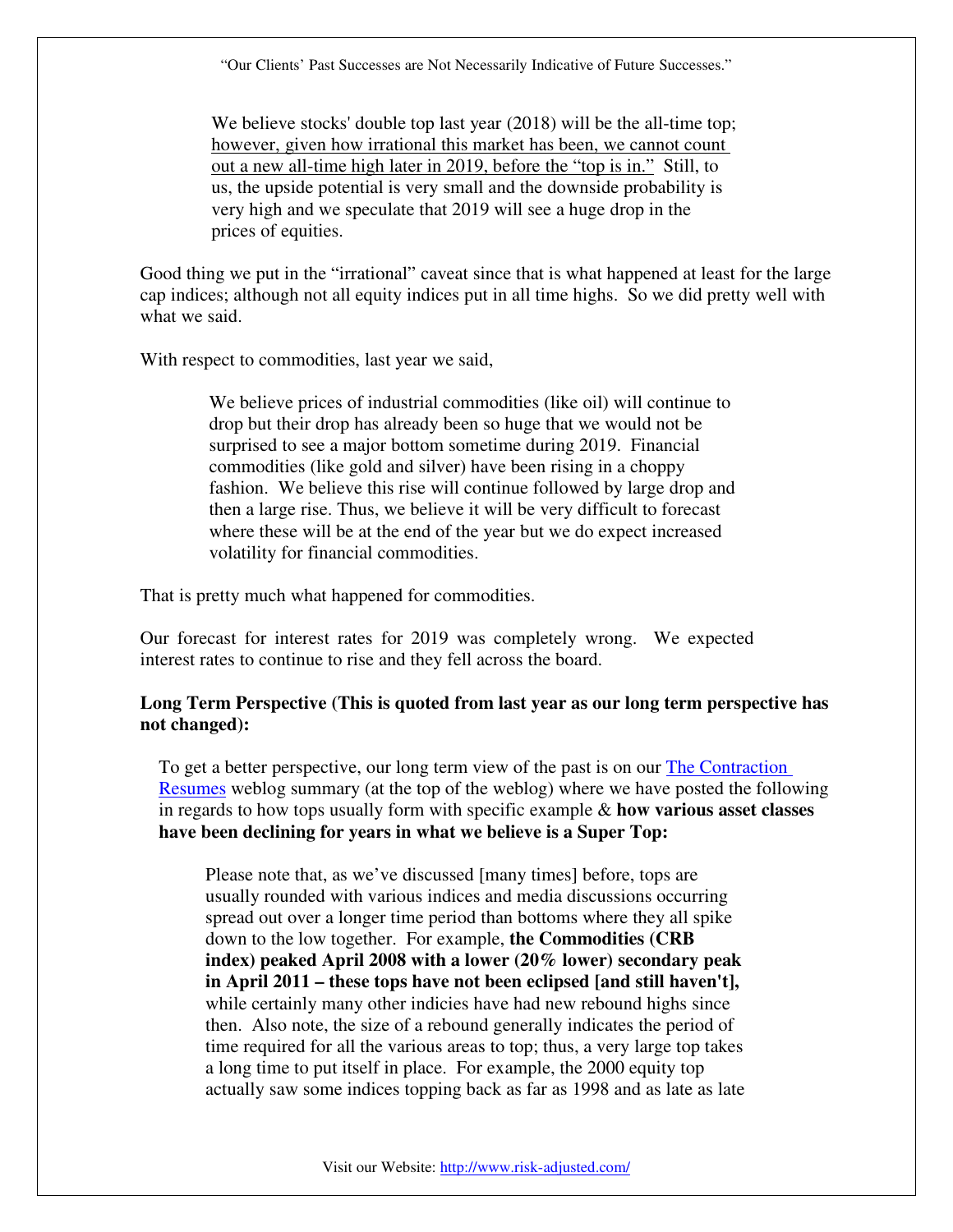> We believe stocks' double top last year (2018) will be the all-time top; <u>however, given how irrational this market has been, we cannot count out a new all-time high later in 2019, before the "top is in."</u> Still, to us, the upside potential is very small and the downside probability is very high and we speculate that 2019 will see a huge drop in the prices of equities.

Good thing we put in the "irrational" caveat since that is what happened at least for the large cap indices; although not all equity indices put in all time highs. So we did pretty well with what we said.

With respect to commodities, last year we said,

> We believe prices of industrial commodities (like oil) will continue to drop but their drop has already been so huge that we would not be surprised to see a major bottom sometime during 2019. Financial commodities (like gold and silver) have been rising in a choppy fashion. We believe this rise will continue followed by large drop and then a large rise. Thus, we believe it will be very difficult to forecast where these will be at the end of the year but we do expect increased volatility for financial commodities.

That is pretty much what happened for commodities.

Our forecast for interest rates for 2019 was completely wrong. We expected interest rates to continue to rise and they fell across the board.

**Long Term Perspective (This is quoted from last year as our long term perspective has not changed):**

To get a better perspective, our long term view of the past is on our [The Contraction Resumes] weblog summary (at the top of the weblog) where we have posted the following in regards to how tops usually form with specific example & **how various asset classes have been declining for years in what we believe is a Super Top:**

> Please note that, as we've discussed [many times] before, tops are usually rounded with various indices and media discussions occurring spread out over a longer time period than bottoms where they all spike down to the low together. For example, **the Commodities (CRB index) peaked April 2008 with a lower (20% lower) secondary peak in April 2011 – these tops have not been eclipsed [and still haven't],** while certainly many other indicies have had new rebound highs since then. Also note, the size of a rebound generally indicates the period of time required for all the various areas to top; thus, a very large top takes a long time to put itself in place. For example, the 2000 equity top actually saw some indices topping back as far as 1998 and as late as late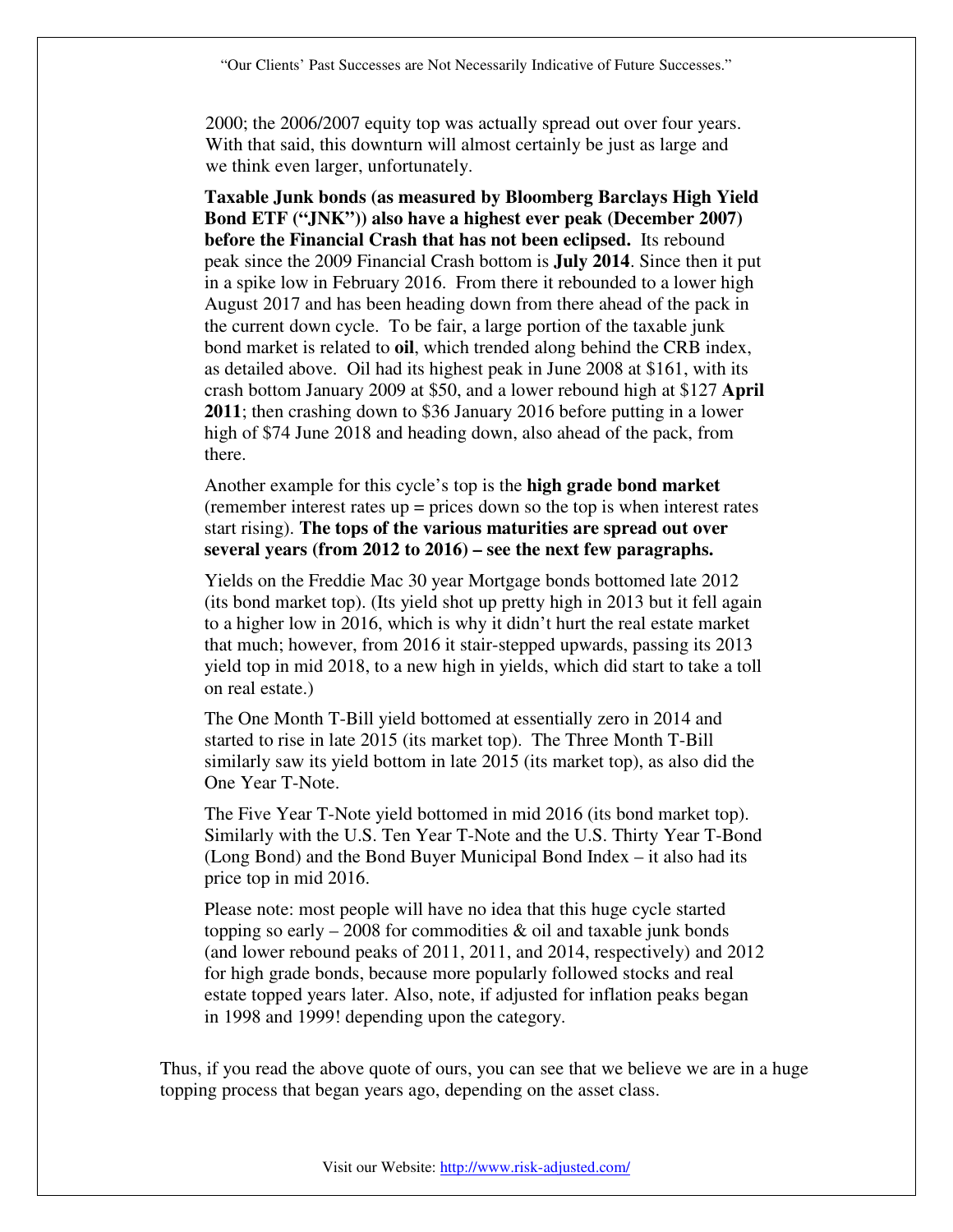2000; the 2006/2007 equity top was actually spread out over four years. With that said, this downturn will almost certainly be just as large and we think even larger, unfortunately.

**Taxable Junk bonds (as measured by Bloomberg Barclays High Yield Bond ETF ("JNK")) also have a highest ever peak (December 2007) before the Financial Crash that has not been eclipsed.** Its rebound peak since the 2009 Financial Crash bottom is **July 2014**. Since then it put in a spike low in February 2016. From there it rebounded to a lower high August 2017 and has been heading down from there ahead of the pack in the current down cycle. To be fair, a large portion of the taxable junk bond market is related to **oil**, which trended along behind the CRB index, as detailed above. Oil had its highest peak in June 2008 at $161, with its crash bottom January 2009 at $50, and a lower rebound high at $127 **April 2011**; then crashing down to $36 January 2016 before putting in a lower high of $74 June 2018 and heading down, also ahead of the pack, from there.

Another example for this cycle's top is the **high grade bond market** (remember interest rates up = prices down so the top is when interest rates start rising). **The tops of the various maturities are spread out over several years (from 2012 to 2016) – see the next few paragraphs.**

Yields on the Freddie Mac 30 year Mortgage bonds bottomed late 2012 (its bond market top). (Its yield shot up pretty high in 2013 but it fell again to a higher low in 2016, which is why it didn't hurt the real estate market that much; however, from 2016 it stair-stepped upwards, passing its 2013 yield top in mid 2018, to a new high in yields, which did start to take a toll on real estate.)

The One Month T-Bill yield bottomed at essentially zero in 2014 and started to rise in late 2015 (its market top). The Three Month T-Bill similarly saw its yield bottom in late 2015 (its market top), as also did the One Year T-Note.

The Five Year T-Note yield bottomed in mid 2016 (its bond market top). Similarly with the U.S. Ten Year T-Note and the U.S. Thirty Year T-Bond (Long Bond) and the Bond Buyer Municipal Bond Index – it also had its price top in mid 2016.

Please note: most people will have no idea that this huge cycle started topping so early – 2008 for commodities & oil and taxable junk bonds (and lower rebound peaks of 2011, 2011, and 2014, respectively) and 2012 for high grade bonds, because more popularly followed stocks and real estate topped years later. Also, note, if adjusted for inflation peaks began in 1998 and 1999! depending upon the category.

Thus, if you read the above quote of ours, you can see that we believe we are in a huge topping process that began years ago, depending on the asset class.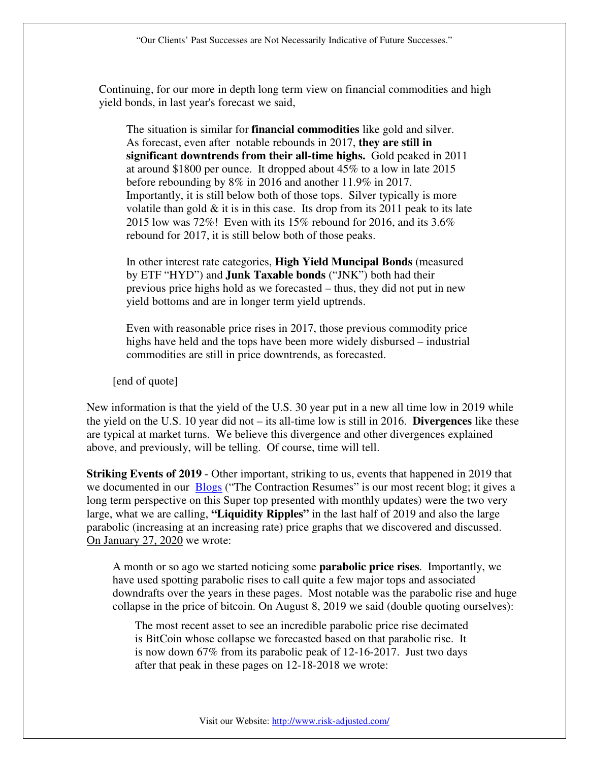Continuing, for our more in depth long term view on financial commodities and high yield bonds, in last year's forecast we said,

> The situation is similar for **financial commodities** like gold and silver. As forecast, even after notable rebounds in 2017, **they are still in significant downtrends from their all-time highs.** Gold peaked in 2011 at around $1800 per ounce. It dropped about 45% to a low in late 2015 before rebounding by 8% in 2016 and another 11.9% in 2017. Importantly, it is still below both of those tops. Silver typically is more volatile than gold & it is in this case. Its drop from its 2011 peak to its late 2015 low was 72%! Even with its 15% rebound for 2016, and its 3.6% rebound for 2017, it is still below both of those peaks.
>
> In other interest rate categories, **High Yield Muncipal Bonds** (measured by ETF "HYD") and **Junk Taxable bonds** ("JNK") both had their previous price highs hold as we forecasted – thus, they did not put in new yield bottoms and are in longer term yield uptrends.
>
> Even with reasonable price rises in 2017, those previous commodity price highs have held and the tops have been more widely disbursed – industrial commodities are still in price downtrends, as forecasted.

[end of quote]

New information is that the yield of the U.S. 30 year put in a new all time low in 2019 while the yield on the U.S. 10 year did not – its all-time low is still in 2016. **Divergences** like these are typical at market turns. We believe this divergence and other divergences explained above, and previously, will be telling. Of course, time will tell.

**Striking Events of 2019** - Other important, striking to us, events that happened in 2019 that we documented in our Blogs ("The Contraction Resumes" is our most recent blog; it gives a long term perspective on this Super top presented with monthly updates) were the two very large, what we are calling, **"Liquidity Ripples"** in the last half of 2019 and also the large parabolic (increasing at an increasing rate) price graphs that we discovered and discussed. On January 27, 2020 we wrote:

> A month or so ago we started noticing some **parabolic price rises**. Importantly, we have used spotting parabolic rises to call quite a few major tops and associated downdrafts over the years in these pages. Most notable was the parabolic rise and huge collapse in the price of bitcoin. On August 8, 2019 we said (double quoting ourselves):
>
> > The most recent asset to see an incredible parabolic price rise decimated is BitCoin whose collapse we forecasted based on that parabolic rise. It is now down 67% from its parabolic peak of 12-16-2017. Just two days after that peak in these pages on 12-18-2018 we wrote: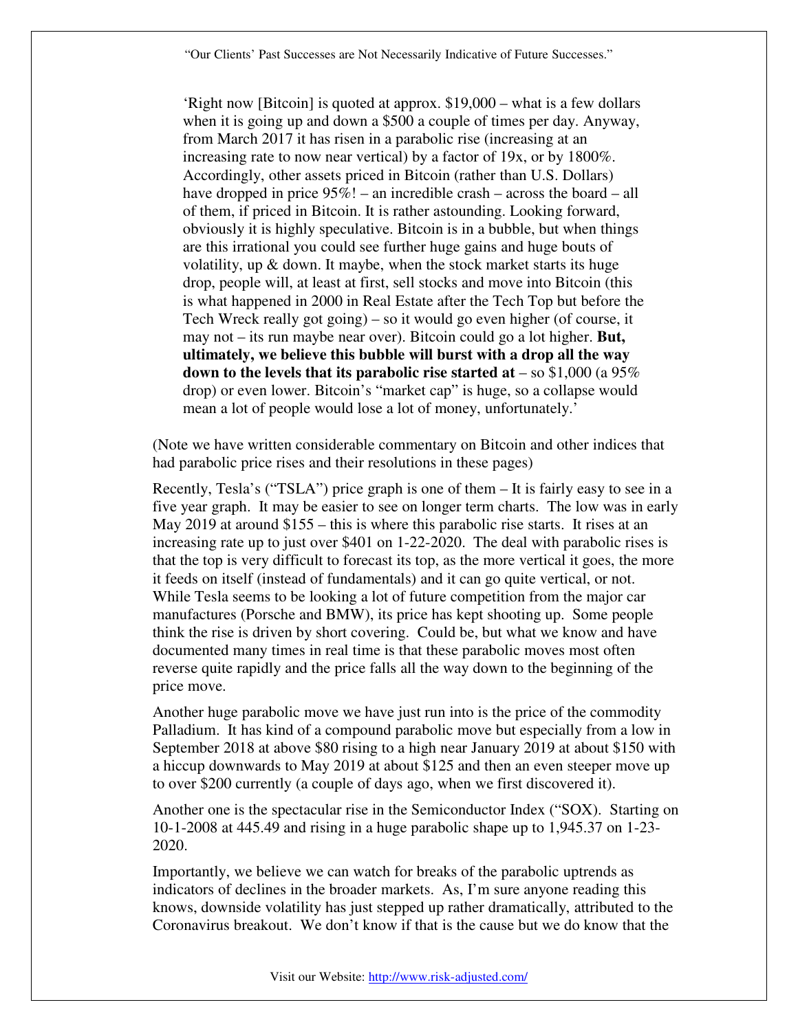'Right now [Bitcoin] is quoted at approx. $19,000 – what is a few dollars when it is going up and down a $500 a couple of times per day. Anyway, from March 2017 it has risen in a parabolic rise (increasing at an increasing rate to now near vertical) by a factor of 19x, or by 1800%. Accordingly, other assets priced in Bitcoin (rather than U.S. Dollars) have dropped in price 95%! – an incredible crash – across the board – all of them, if priced in Bitcoin. It is rather astounding. Looking forward, obviously it is highly speculative. Bitcoin is in a bubble, but when things are this irrational you could see further huge gains and huge bouts of volatility, up & down. It maybe, when the stock market starts its huge drop, people will, at least at first, sell stocks and move into Bitcoin (this is what happened in 2000 in Real Estate after the Tech Top but before the Tech Wreck really got going) – so it would go even higher (of course, it may not – its run maybe near over). Bitcoin could go a lot higher. **But, ultimately, we believe this bubble will burst with a drop all the way down to the levels that its parabolic rise started at** – so $1,000 (a 95% drop) or even lower. Bitcoin's "market cap" is huge, so a collapse would mean a lot of people would lose a lot of money, unfortunately.'

(Note we have written considerable commentary on Bitcoin and other indices that had parabolic price rises and their resolutions in these pages)

Recently, Tesla's ("TSLA") price graph is one of them – It is fairly easy to see in a five year graph. It may be easier to see on longer term charts. The low was in early May 2019 at around $155 – this is where this parabolic rise starts. It rises at an increasing rate up to just over $401 on 1-22-2020. The deal with parabolic rises is that the top is very difficult to forecast its top, as the more vertical it goes, the more it feeds on itself (instead of fundamentals) and it can go quite vertical, or not. While Tesla seems to be looking a lot of future competition from the major car manufactures (Porsche and BMW), its price has kept shooting up. Some people think the rise is driven by short covering. Could be, but what we know and have documented many times in real time is that these parabolic moves most often reverse quite rapidly and the price falls all the way down to the beginning of the price move.

Another huge parabolic move we have just run into is the price of the commodity Palladium. It has kind of a compound parabolic move but especially from a low in September 2018 at above $80 rising to a high near January 2019 at about $150 with a hiccup downwards to May 2019 at about $125 and then an even steeper move up to over $200 currently (a couple of days ago, when we first discovered it).

Another one is the spectacular rise in the Semiconductor Index ("SOX). Starting on 10-1-2008 at 445.49 and rising in a huge parabolic shape up to 1,945.37 on 1-23-2020.

Importantly, we believe we can watch for breaks of the parabolic uptrends as indicators of declines in the broader markets. As, I'm sure anyone reading this knows, downside volatility has just stepped up rather dramatically, attributed to the Coronavirus breakout. We don't know if that is the cause but we do know that the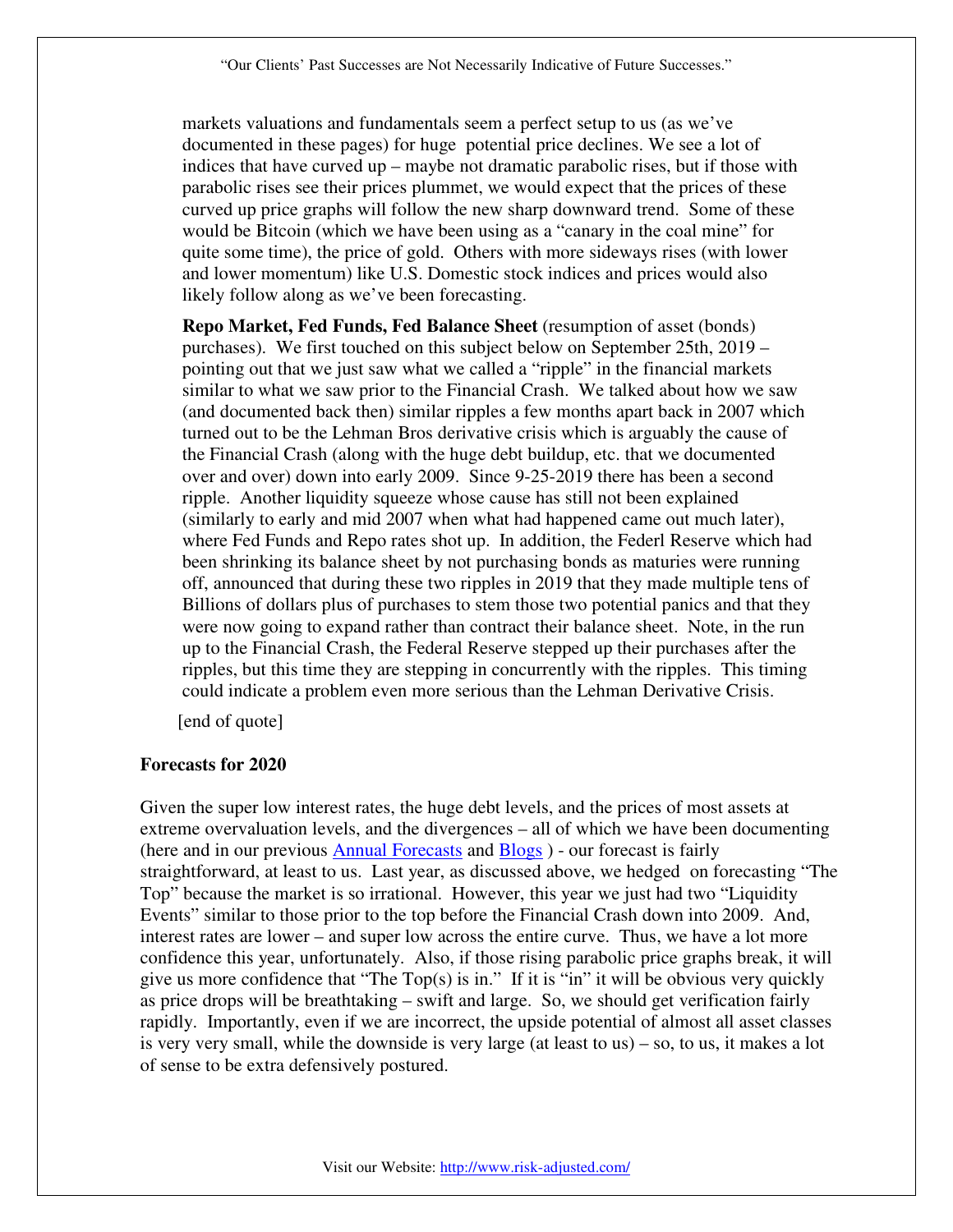markets valuations and fundamentals seem a perfect setup to us (as we've documented in these pages) for huge potential price declines. We see a lot of indices that have curved up – maybe not dramatic parabolic rises, but if those with parabolic rises see their prices plummet, we would expect that the prices of these curved up price graphs will follow the new sharp downward trend. Some of these would be Bitcoin (which we have been using as a "canary in the coal mine" for quite some time), the price of gold. Others with more sideways rises (with lower and lower momentum) like U.S. Domestic stock indices and prices would also likely follow along as we've been forecasting.

**Repo Market, Fed Funds, Fed Balance Sheet** (resumption of asset (bonds) purchases). We first touched on this subject below on September 25th, 2019 – pointing out that we just saw what we called a "ripple" in the financial markets similar to what we saw prior to the Financial Crash. We talked about how we saw (and documented back then) similar ripples a few months apart back in 2007 which turned out to be the Lehman Bros derivative crisis which is arguably the cause of the Financial Crash (along with the huge debt buildup, etc. that we documented over and over) down into early 2009. Since 9-25-2019 there has been a second ripple. Another liquidity squeeze whose cause has still not been explained (similarly to early and mid 2007 when what had happened came out much later), where Fed Funds and Repo rates shot up. In addition, the Federl Reserve which had been shrinking its balance sheet by not purchasing bonds as maturies were running off, announced that during these two ripples in 2019 that they made multiple tens of Billions of dollars plus of purchases to stem those two potential panics and that they were now going to expand rather than contract their balance sheet. Note, in the run up to the Financial Crash, the Federal Reserve stepped up their purchases after the ripples, but this time they are stepping in concurrently with the ripples. This timing could indicate a problem even more serious than the Lehman Derivative Crisis.

[end of quote]

**Forecasts for 2020**

Given the super low interest rates, the huge debt levels, and the prices of most assets at extreme overvaluation levels, and the divergences – all of which we have been documenting (here and in our previous [Annual Forecasts]() and [Blogs]() ) - our forecast is fairly straightforward, at least to us. Last year, as discussed above, we hedged on forecasting "The Top" because the market is so irrational. However, this year we just had two "Liquidity Events" similar to those prior to the top before the Financial Crash down into 2009. And, interest rates are lower – and super low across the entire curve. Thus, we have a lot more confidence this year, unfortunately. Also, if those rising parabolic price graphs break, it will give us more confidence that "The Top(s) is in." If it is "in" it will be obvious very quickly as price drops will be breathtaking – swift and large. So, we should get verification fairly rapidly. Importantly, even if we are incorrect, the upside potential of almost all asset classes is very very small, while the downside is very large (at least to us) – so, to us, it makes a lot of sense to be extra defensively postured.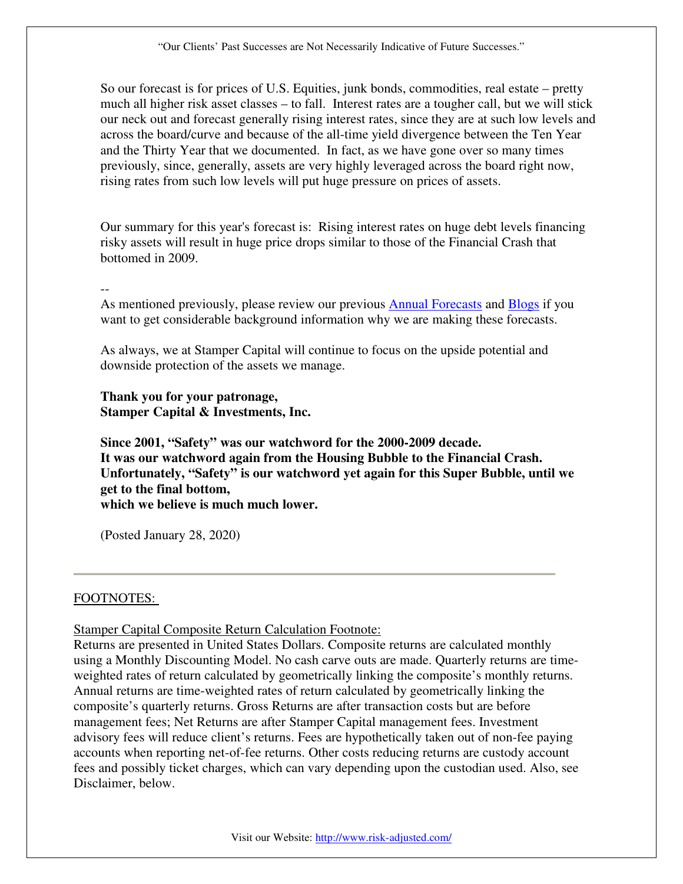So our forecast is for prices of U.S. Equities, junk bonds, commodities, real estate – pretty much all higher risk asset classes – to fall. Interest rates are a tougher call, but we will stick our neck out and forecast generally rising interest rates, since they are at such low levels and across the board/curve and because of the all-time yield divergence between the Ten Year and the Thirty Year that we documented. In fact, as we have gone over so many times previously, since, generally, assets are very highly leveraged across the board right now, rising rates from such low levels will put huge pressure on prices of assets.

Our summary for this year's forecast is: Rising interest rates on huge debt levels financing risky assets will result in huge price drops similar to those of the Financial Crash that bottomed in 2009.

--

As mentioned previously, please review our previous Annual Forecasts and Blogs if you want to get considerable background information why we are making these forecasts.

As always, we at Stamper Capital will continue to focus on the upside potential and downside protection of the assets we manage.

**Thank you for your patronage,**
**Stamper Capital & Investments, Inc.**

**Since 2001, "Safety" was our watchword for the 2000-2009 decade.**
**It was our watchword again from the Housing Bubble to the Financial Crash.**
**Unfortunately, "Safety" is our watchword yet again for this Super Bubble, until we get to the final bottom,**
**which we believe is much much lower.**

(Posted January 28, 2020)

---

FOOTNOTES:

Stamper Capital Composite Return Calculation Footnote:
Returns are presented in United States Dollars. Composite returns are calculated monthly using a Monthly Discounting Model. No cash carve outs are made. Quarterly returns are time-weighted rates of return calculated by geometrically linking the composite's monthly returns. Annual returns are time-weighted rates of return calculated by geometrically linking the composite's quarterly returns. Gross Returns are after transaction costs but are before management fees; Net Returns are after Stamper Capital management fees. Investment advisory fees will reduce client's returns. Fees are hypothetically taken out of non-fee paying accounts when reporting net-of-fee returns. Other costs reducing returns are custody account fees and possibly ticket charges, which can vary depending upon the custodian used. Also, see Disclaimer, below.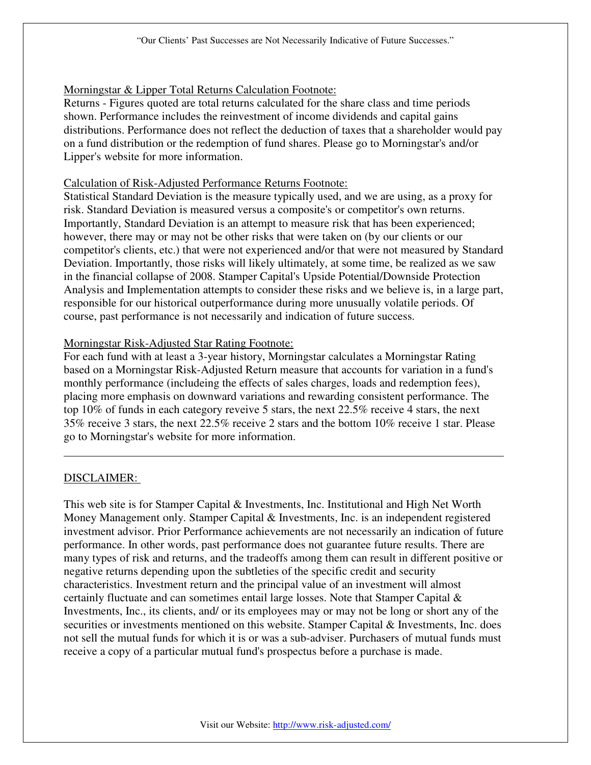Morningstar & Lipper Total Returns Calculation Footnote:

Returns - Figures quoted are total returns calculated for the share class and time periods shown. Performance includes the reinvestment of income dividends and capital gains distributions. Performance does not reflect the deduction of taxes that a shareholder would pay on a fund distribution or the redemption of fund shares. Please go to Morningstar's and/or Lipper's website for more information.

Calculation of Risk-Adjusted Performance Returns Footnote:

Statistical Standard Deviation is the measure typically used, and we are using, as a proxy for risk. Standard Deviation is measured versus a composite's or competitor's own returns. Importantly, Standard Deviation is an attempt to measure risk that has been experienced; however, there may or may not be other risks that were taken on (by our clients or our competitor's clients, etc.) that were not experienced and/or that were not measured by Standard Deviation. Importantly, those risks will likely ultimately, at some time, be realized as we saw in the financial collapse of 2008. Stamper Capital's Upside Potential/Downside Protection Analysis and Implementation attempts to consider these risks and we believe is, in a large part, responsible for our historical outperformance during more unusually volatile periods. Of course, past performance is not necessarily and indication of future success.

Morningstar Risk-Adjusted Star Rating Footnote:

For each fund with at least a 3-year history, Morningstar calculates a Morningstar Rating based on a Morningstar Risk-Adjusted Return measure that accounts for variation in a fund's monthly performance (includeing the effects of sales charges, loads and redemption fees), placing more emphasis on downward variations and rewarding consistent performance. The top 10% of funds in each category reveive 5 stars, the next 22.5% receive 4 stars, the next 35% receive 3 stars, the next 22.5% receive 2 stars and the bottom 10% receive 1 star. Please go to Morningstar's website for more information.

---

DISCLAIMER:

This web site is for Stamper Capital & Investments, Inc. Institutional and High Net Worth Money Management only. Stamper Capital & Investments, Inc. is an independent registered investment advisor. Prior Performance achievements are not necessarily an indication of future performance. In other words, past performance does not guarantee future results. There are many types of risk and returns, and the tradeoffs among them can result in different positive or negative returns depending upon the subtleties of the specific credit and security characteristics. Investment return and the principal value of an investment will almost certainly fluctuate and can sometimes entail large losses. Note that Stamper Capital & Investments, Inc., its clients, and/ or its employees may or may not be long or short any of the securities or investments mentioned on this website. Stamper Capital & Investments, Inc. does not sell the mutual funds for which it is or was a sub-adviser. Purchasers of mutual funds must receive a copy of a particular mutual fund's prospectus before a purchase is made.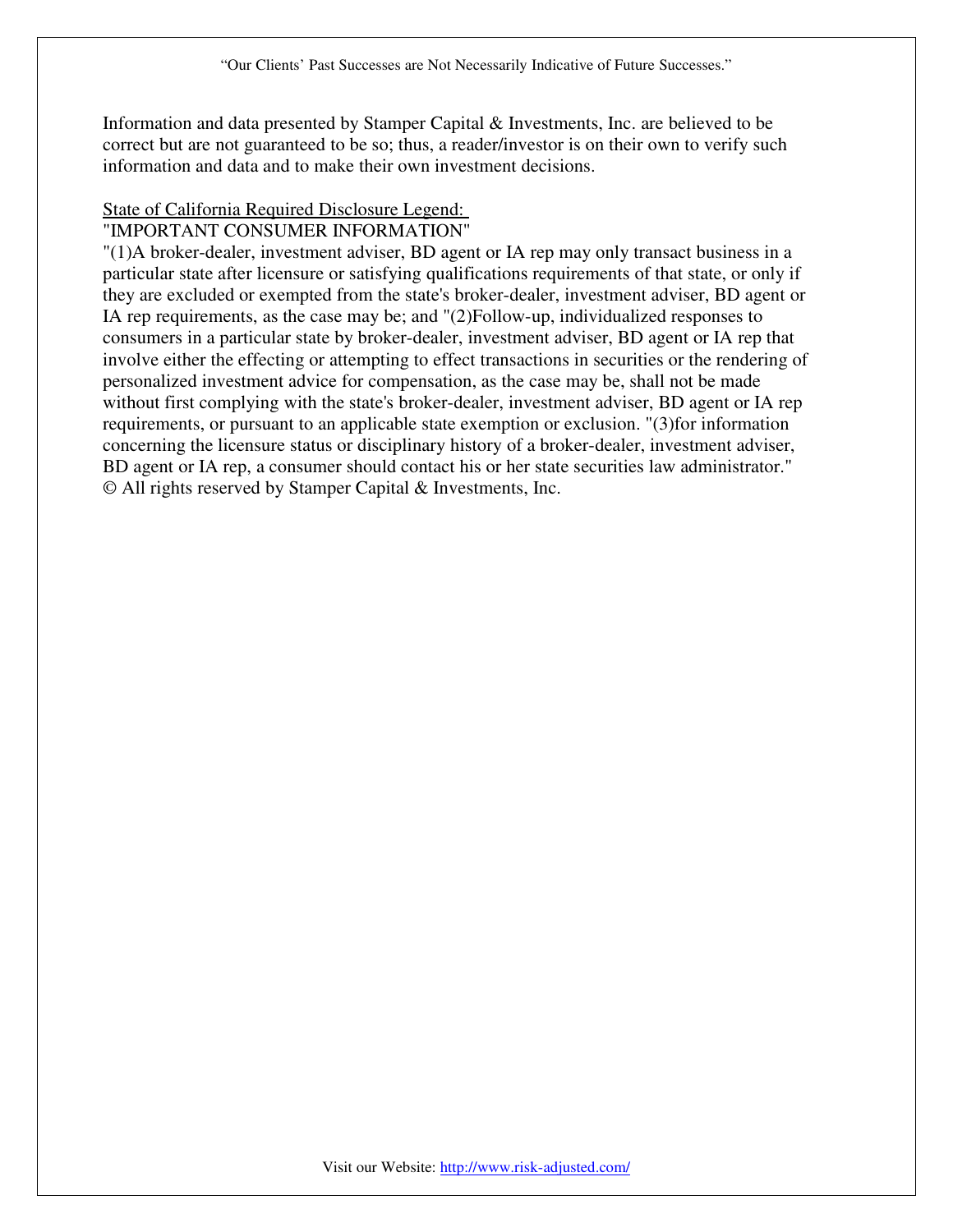Information and data presented by Stamper Capital & Investments, Inc. are believed to be correct but are not guaranteed to be so; thus, a reader/investor is on their own to verify such information and data and to make their own investment decisions.

State of California Required Disclosure Legend:

"IMPORTANT CONSUMER INFORMATION"

"(1)A broker-dealer, investment adviser, BD agent or IA rep may only transact business in a particular state after licensure or satisfying qualifications requirements of that state, or only if they are excluded or exempted from the state's broker-dealer, investment adviser, BD agent or IA rep requirements, as the case may be; and "(2)Follow-up, individualized responses to consumers in a particular state by broker-dealer, investment adviser, BD agent or IA rep that involve either the effecting or attempting to effect transactions in securities or the rendering of personalized investment advice for compensation, as the case may be, shall not be made without first complying with the state's broker-dealer, investment adviser, BD agent or IA rep requirements, or pursuant to an applicable state exemption or exclusion. "(3)for information concerning the licensure status or disciplinary history of a broker-dealer, investment adviser, BD agent or IA rep, a consumer should contact his or her state securities law administrator."

© All rights reserved by Stamper Capital & Investments, Inc.